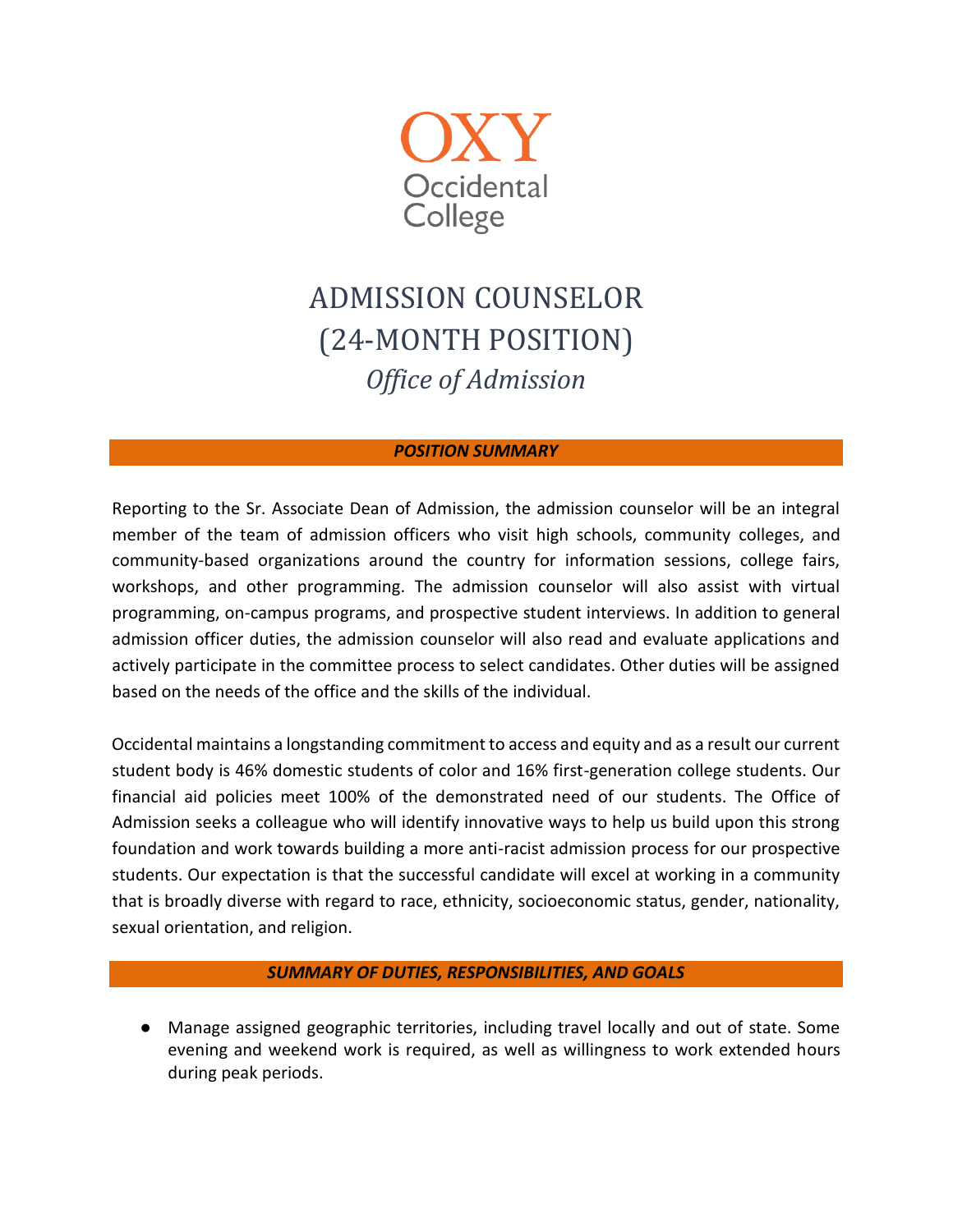OXY
Occidental
College

# ADMISSION COUNSELOR (24-MONTH POSITION)

## *Office of Admission*

### ***POSITION SUMMARY***

Reporting to the Sr. Associate Dean of Admission, the admission counselor will be an integral member of the team of admission officers who visit high schools, community colleges, and community-based organizations around the country for information sessions, college fairs, workshops, and other programming. The admission counselor will also assist with virtual programming, on-campus programs, and prospective student interviews. In addition to general admission officer duties, the admission counselor will also read and evaluate applications and actively participate in the committee process to select candidates. Other duties will be assigned based on the needs of the office and the skills of the individual.

Occidental maintains a longstanding commitment to access and equity and as a result our current student body is 46% domestic students of color and 16% first-generation college students. Our financial aid policies meet 100% of the demonstrated need of our students. The Office of Admission seeks a colleague who will identify innovative ways to help us build upon this strong foundation and work towards building a more anti-racist admission process for our prospective students. Our expectation is that the successful candidate will excel at working in a community that is broadly diverse with regard to race, ethnicity, socioeconomic status, gender, nationality, sexual orientation, and religion.

### ***SUMMARY OF DUTIES, RESPONSIBILITIES, AND GOALS***

- Manage assigned geographic territories, including travel locally and out of state. Some evening and weekend work is required, as well as willingness to work extended hours during peak periods.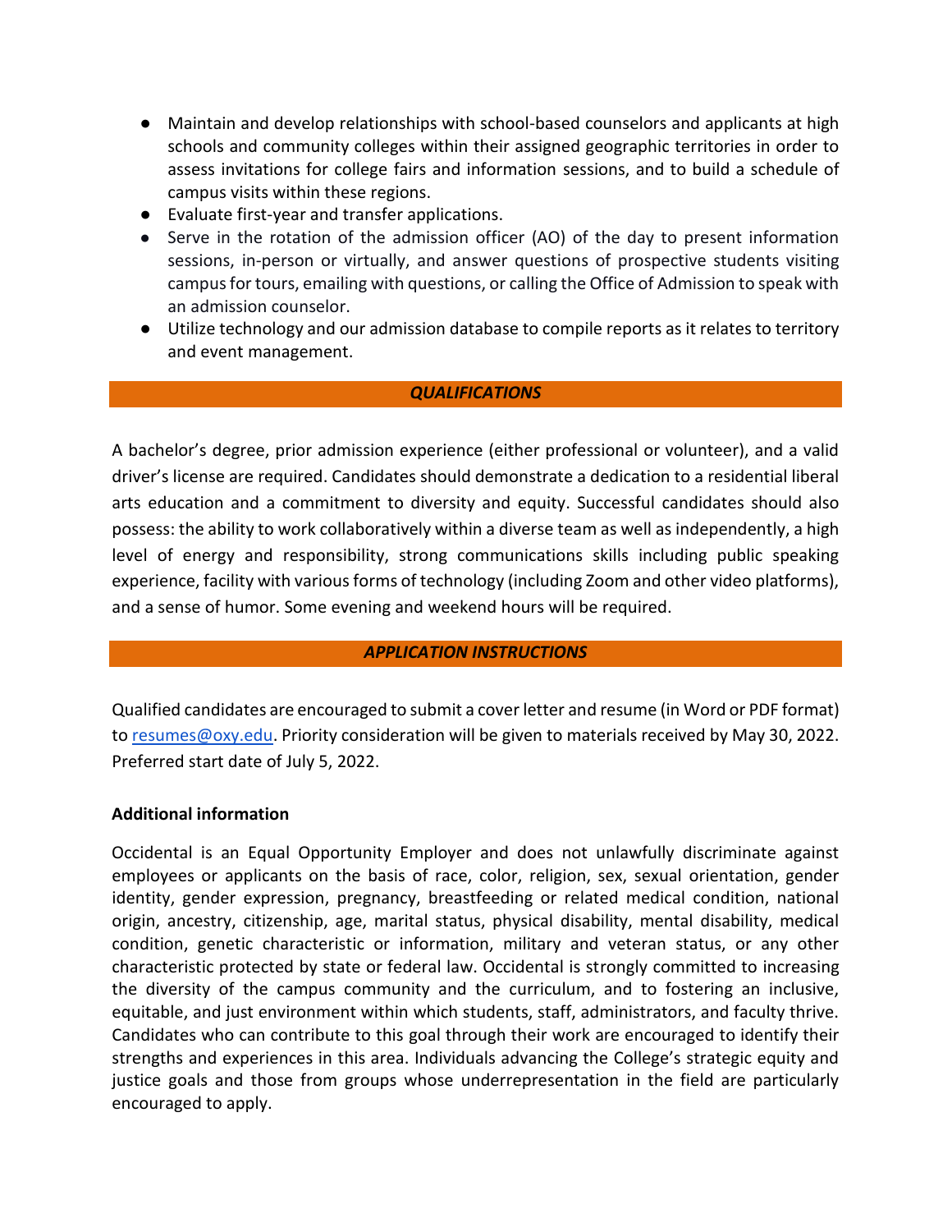- Maintain and develop relationships with school-based counselors and applicants at high schools and community colleges within their assigned geographic territories in order to assess invitations for college fairs and information sessions, and to build a schedule of campus visits within these regions.
- Evaluate first-year and transfer applications.
- Serve in the rotation of the admission officer (AO) of the day to present information sessions, in-person or virtually, and answer questions of prospective students visiting campus for tours, emailing with questions, or calling the Office of Admission to speak with an admission counselor.
- Utilize technology and our admission database to compile reports as it relates to territory and event management.

## *QUALIFICATIONS*

A bachelor's degree, prior admission experience (either professional or volunteer), and a valid driver's license are required. Candidates should demonstrate a dedication to a residential liberal arts education and a commitment to diversity and equity. Successful candidates should also possess: the ability to work collaboratively within a diverse team as well as independently, a high level of energy and responsibility, strong communications skills including public speaking experience, facility with various forms of technology (including Zoom and other video platforms), and a sense of humor. Some evening and weekend hours will be required.

## *APPLICATION INSTRUCTIONS*

Qualified candidates are encouraged to submit a cover letter and resume (in Word or PDF format) to resumes@oxy.edu. Priority consideration will be given to materials received by May 30, 2022. Preferred start date of July 5, 2022.

**Additional information**

Occidental is an Equal Opportunity Employer and does not unlawfully discriminate against employees or applicants on the basis of race, color, religion, sex, sexual orientation, gender identity, gender expression, pregnancy, breastfeeding or related medical condition, national origin, ancestry, citizenship, age, marital status, physical disability, mental disability, medical condition, genetic characteristic or information, military and veteran status, or any other characteristic protected by state or federal law. Occidental is strongly committed to increasing the diversity of the campus community and the curriculum, and to fostering an inclusive, equitable, and just environment within which students, staff, administrators, and faculty thrive. Candidates who can contribute to this goal through their work are encouraged to identify their strengths and experiences in this area. Individuals advancing the College's strategic equity and justice goals and those from groups whose underrepresentation in the field are particularly encouraged to apply.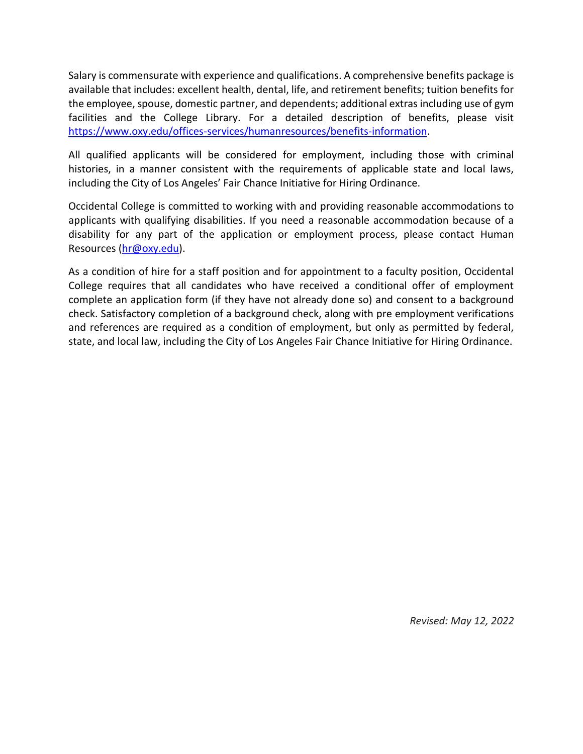Salary is commensurate with experience and qualifications. A comprehensive benefits package is available that includes: excellent health, dental, life, and retirement benefits; tuition benefits for the employee, spouse, domestic partner, and dependents; additional extras including use of gym facilities and the College Library. For a detailed description of benefits, please visit [https://www.oxy.edu/offices-services/humanresources/benefits-information](https://www.oxy.edu/offices-services/humanresources/benefits-information).

All qualified applicants will be considered for employment, including those with criminal histories, in a manner consistent with the requirements of applicable state and local laws, including the City of Los Angeles' Fair Chance Initiative for Hiring Ordinance.

Occidental College is committed to working with and providing reasonable accommodations to applicants with qualifying disabilities. If you need a reasonable accommodation because of a disability for any part of the application or employment process, please contact Human Resources ([hr@oxy.edu](mailto:hr@oxy.edu)).

As a condition of hire for a staff position and for appointment to a faculty position, Occidental College requires that all candidates who have received a conditional offer of employment complete an application form (if they have not already done so) and consent to a background check. Satisfactory completion of a background check, along with pre employment verifications and references are required as a condition of employment, but only as permitted by federal, state, and local law, including the City of Los Angeles Fair Chance Initiative for Hiring Ordinance.

*Revised: May 12, 2022*